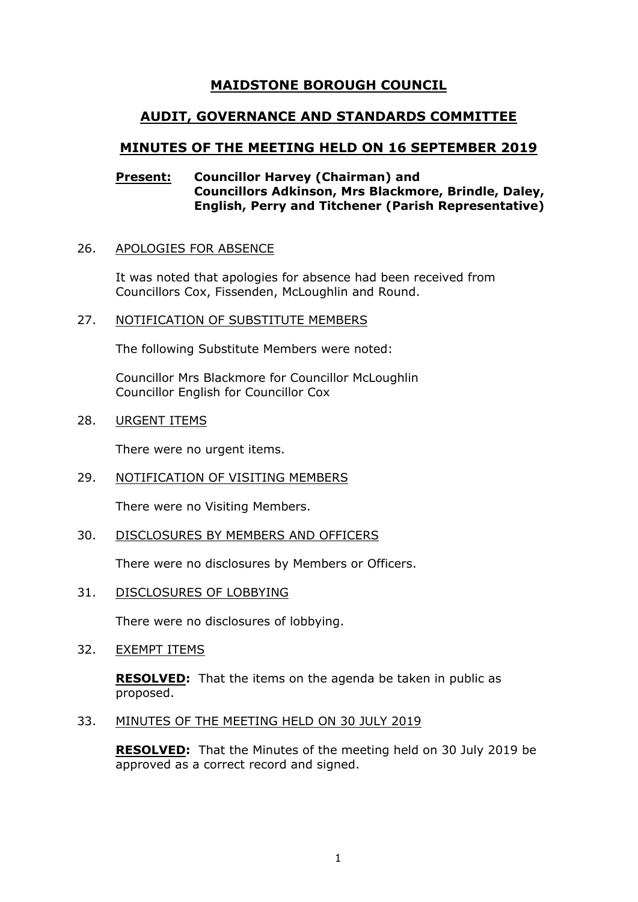# MAIDSTONE BOROUGH COUNCIL

## AUDIT, GOVERNANCE AND STANDARDS COMMITTEE

## MINUTES OF THE MEETING HELD ON 16 SEPTEMBER 2019

**Present:** **Councillor Harvey (Chairman) and Councillors Adkinson, Mrs Blackmore, Brindle, Daley, English, Perry and Titchener (Parish Representative)**

26. APOLOGIES FOR ABSENCE

It was noted that apologies for absence had been received from Councillors Cox, Fissenden, McLoughlin and Round.

27. NOTIFICATION OF SUBSTITUTE MEMBERS

The following Substitute Members were noted:

Councillor Mrs Blackmore for Councillor McLoughlin
Councillor English for Councillor Cox

28. URGENT ITEMS

There were no urgent items.

29. NOTIFICATION OF VISITING MEMBERS

There were no Visiting Members.

30. DISCLOSURES BY MEMBERS AND OFFICERS

There were no disclosures by Members or Officers.

31. DISCLOSURES OF LOBBYING

There were no disclosures of lobbying.

32. EXEMPT ITEMS

**RESOLVED:** That the items on the agenda be taken in public as proposed.

33. MINUTES OF THE MEETING HELD ON 30 JULY 2019

**RESOLVED:** That the Minutes of the meeting held on 30 July 2019 be approved as a correct record and signed.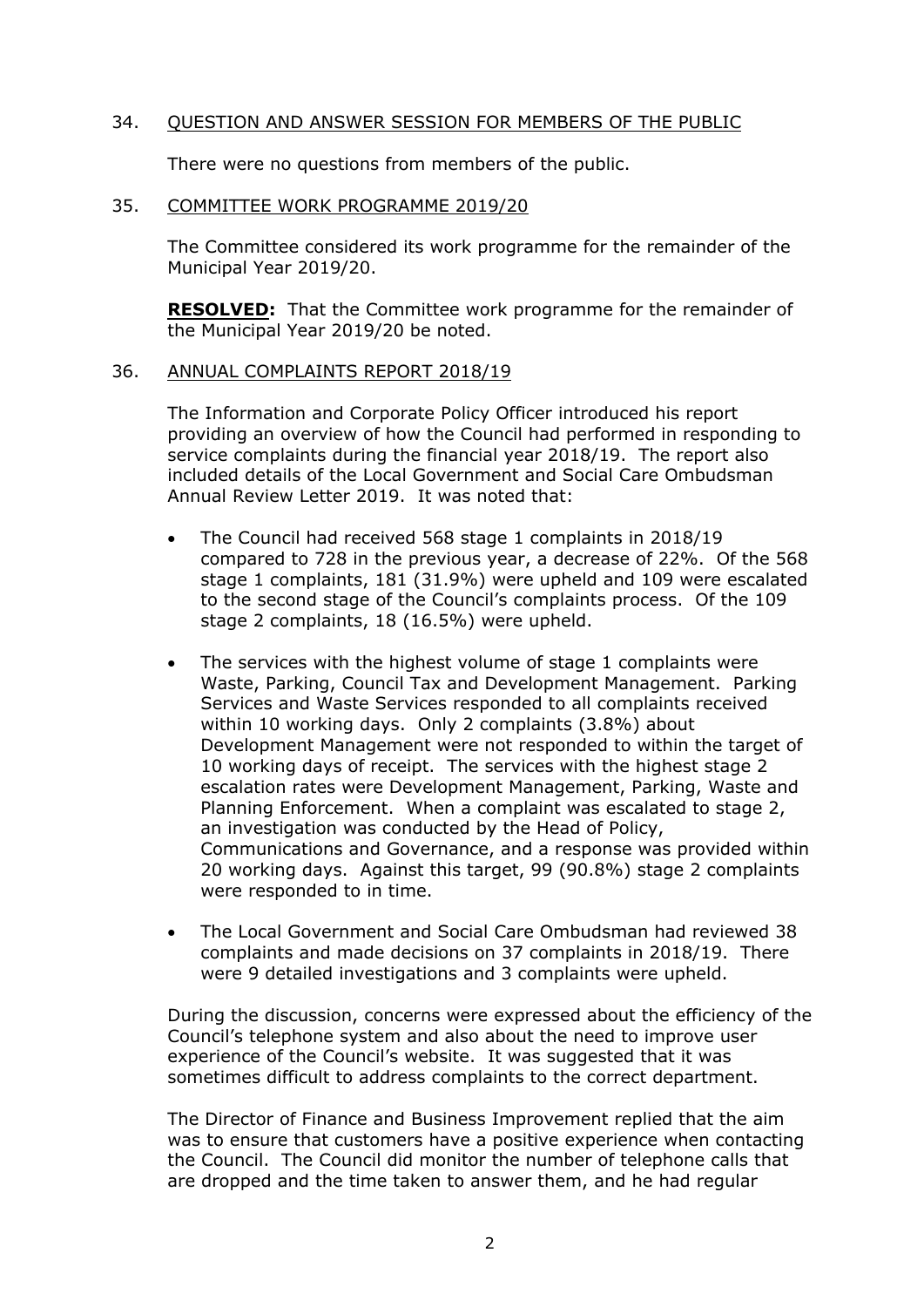34. QUESTION AND ANSWER SESSION FOR MEMBERS OF THE PUBLIC

There were no questions from members of the public.

35. COMMITTEE WORK PROGRAMME 2019/20

The Committee considered its work programme for the remainder of the Municipal Year 2019/20.

**RESOLVED:** That the Committee work programme for the remainder of the Municipal Year 2019/20 be noted.

36. ANNUAL COMPLAINTS REPORT 2018/19

The Information and Corporate Policy Officer introduced his report providing an overview of how the Council had performed in responding to service complaints during the financial year 2018/19. The report also included details of the Local Government and Social Care Ombudsman Annual Review Letter 2019. It was noted that:

- The Council had received 568 stage 1 complaints in 2018/19 compared to 728 in the previous year, a decrease of 22%. Of the 568 stage 1 complaints, 181 (31.9%) were upheld and 109 were escalated to the second stage of the Council's complaints process. Of the 109 stage 2 complaints, 18 (16.5%) were upheld.

- The services with the highest volume of stage 1 complaints were Waste, Parking, Council Tax and Development Management. Parking Services and Waste Services responded to all complaints received within 10 working days. Only 2 complaints (3.8%) about Development Management were not responded to within the target of 10 working days of receipt. The services with the highest stage 2 escalation rates were Development Management, Parking, Waste and Planning Enforcement. When a complaint was escalated to stage 2, an investigation was conducted by the Head of Policy, Communications and Governance, and a response was provided within 20 working days. Against this target, 99 (90.8%) stage 2 complaints were responded to in time.

- The Local Government and Social Care Ombudsman had reviewed 38 complaints and made decisions on 37 complaints in 2018/19. There were 9 detailed investigations and 3 complaints were upheld.

During the discussion, concerns were expressed about the efficiency of the Council's telephone system and also about the need to improve user experience of the Council's website. It was suggested that it was sometimes difficult to address complaints to the correct department.

The Director of Finance and Business Improvement replied that the aim was to ensure that customers have a positive experience when contacting the Council. The Council did monitor the number of telephone calls that are dropped and the time taken to answer them, and he had regular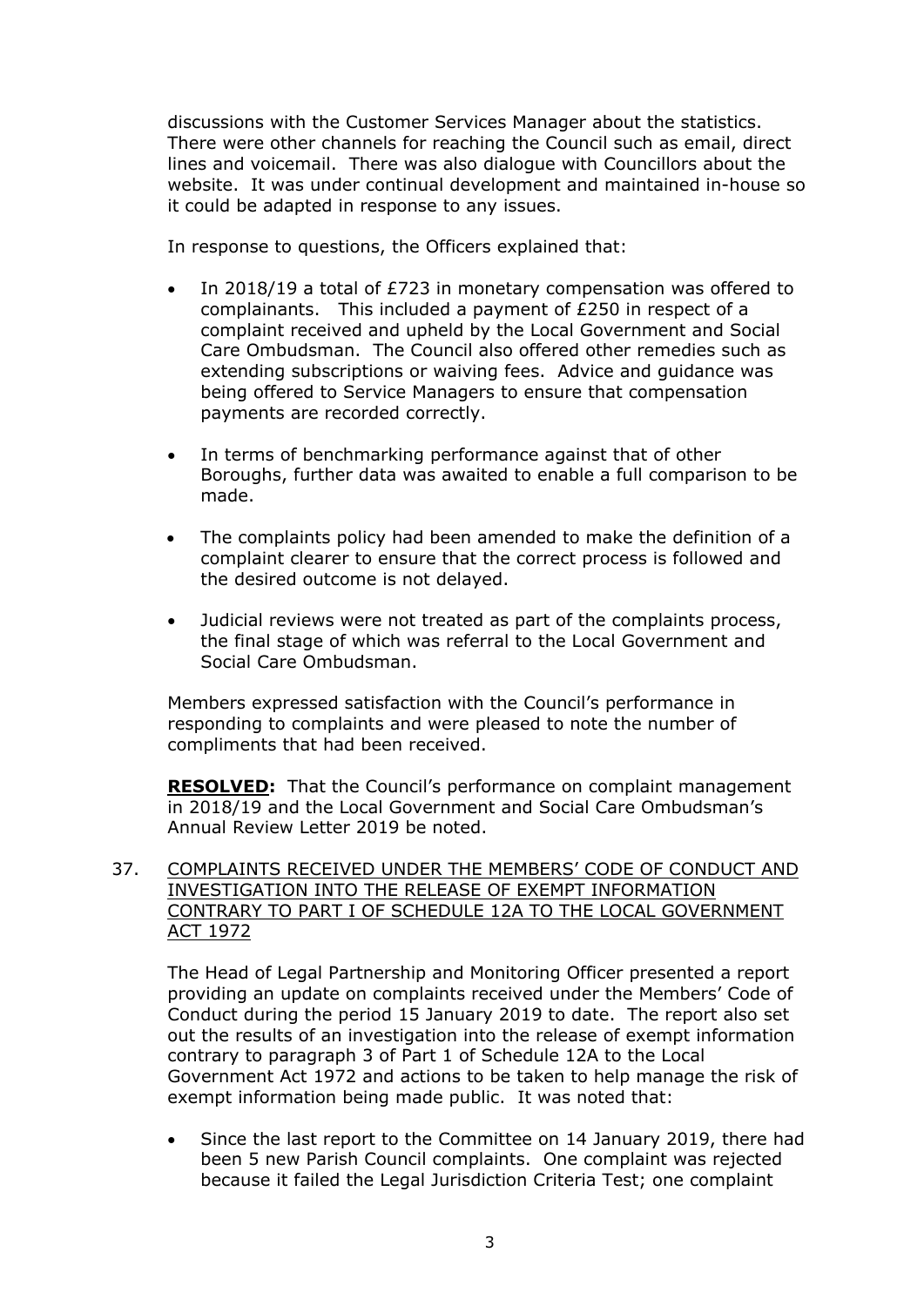discussions with the Customer Services Manager about the statistics. There were other channels for reaching the Council such as email, direct lines and voicemail. There was also dialogue with Councillors about the website. It was under continual development and maintained in-house so it could be adapted in response to any issues.

In response to questions, the Officers explained that:

- In 2018/19 a total of £723 in monetary compensation was offered to complainants. This included a payment of £250 in respect of a complaint received and upheld by the Local Government and Social Care Ombudsman. The Council also offered other remedies such as extending subscriptions or waiving fees. Advice and guidance was being offered to Service Managers to ensure that compensation payments are recorded correctly.

- In terms of benchmarking performance against that of other Boroughs, further data was awaited to enable a full comparison to be made.

- The complaints policy had been amended to make the definition of a complaint clearer to ensure that the correct process is followed and the desired outcome is not delayed.

- Judicial reviews were not treated as part of the complaints process, the final stage of which was referral to the Local Government and Social Care Ombudsman.

Members expressed satisfaction with the Council's performance in responding to complaints and were pleased to note the number of compliments that had been received.

**RESOLVED:** That the Council's performance on complaint management in 2018/19 and the Local Government and Social Care Ombudsman's Annual Review Letter 2019 be noted.

37. COMPLAINTS RECEIVED UNDER THE MEMBERS' CODE OF CONDUCT AND INVESTIGATION INTO THE RELEASE OF EXEMPT INFORMATION CONTRARY TO PART I OF SCHEDULE 12A TO THE LOCAL GOVERNMENT ACT 1972

The Head of Legal Partnership and Monitoring Officer presented a report providing an update on complaints received under the Members' Code of Conduct during the period 15 January 2019 to date. The report also set out the results of an investigation into the release of exempt information contrary to paragraph 3 of Part 1 of Schedule 12A to the Local Government Act 1972 and actions to be taken to help manage the risk of exempt information being made public. It was noted that:

- Since the last report to the Committee on 14 January 2019, there had been 5 new Parish Council complaints. One complaint was rejected because it failed the Legal Jurisdiction Criteria Test; one complaint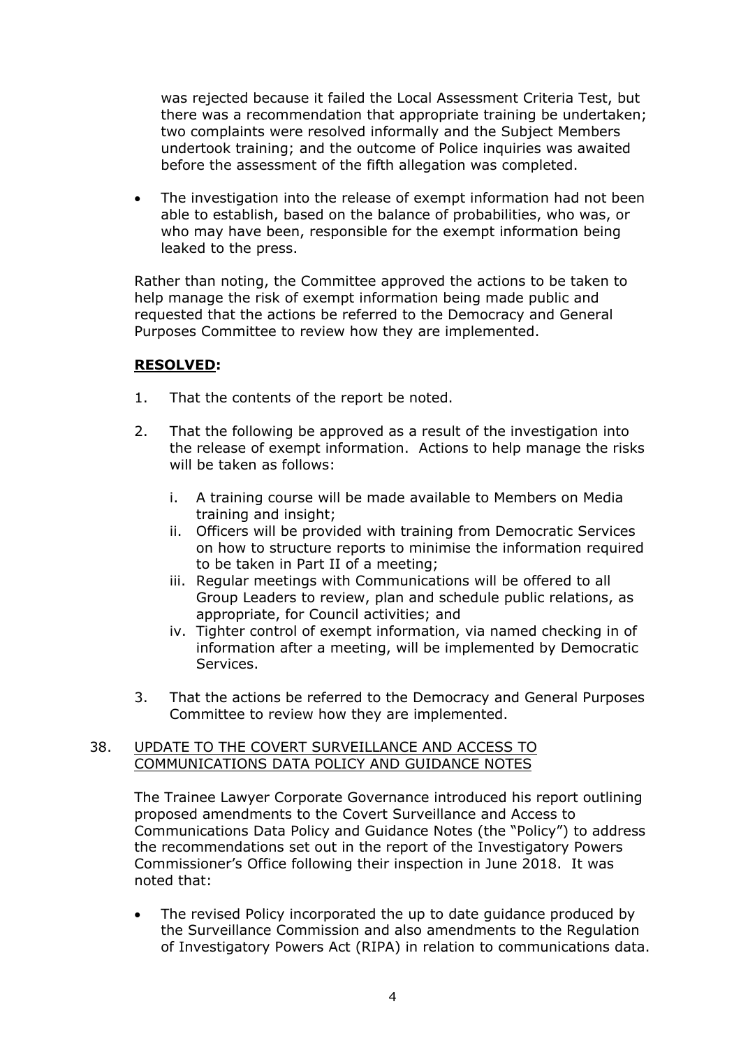was rejected because it failed the Local Assessment Criteria Test, but there was a recommendation that appropriate training be undertaken; two complaints were resolved informally and the Subject Members undertook training; and the outcome of Police inquiries was awaited before the assessment of the fifth allegation was completed.

- The investigation into the release of exempt information had not been able to establish, based on the balance of probabilities, who was, or who may have been, responsible for the exempt information being leaked to the press.

Rather than noting, the Committee approved the actions to be taken to help manage the risk of exempt information being made public and requested that the actions be referred to the Democracy and General Purposes Committee to review how they are implemented.

**<u>RESOLVED</u>:**

1. That the contents of the report be noted.

2. That the following be approved as a result of the investigation into the release of exempt information. Actions to help manage the risks will be taken as follows:

   i. A training course will be made available to Members on Media training and insight;
   ii. Officers will be provided with training from Democratic Services on how to structure reports to minimise the information required to be taken in Part II of a meeting;
   iii. Regular meetings with Communications will be offered to all Group Leaders to review, plan and schedule public relations, as appropriate, for Council activities; and
   iv. Tighter control of exempt information, via named checking in of information after a meeting, will be implemented by Democratic Services.

3. That the actions be referred to the Democracy and General Purposes Committee to review how they are implemented.

38. <u>UPDATE TO THE COVERT SURVEILLANCE AND ACCESS TO COMMUNICATIONS DATA POLICY AND GUIDANCE NOTES</u>

The Trainee Lawyer Corporate Governance introduced his report outlining proposed amendments to the Covert Surveillance and Access to Communications Data Policy and Guidance Notes (the "Policy") to address the recommendations set out in the report of the Investigatory Powers Commissioner's Office following their inspection in June 2018. It was noted that:

- The revised Policy incorporated the up to date guidance produced by the Surveillance Commission and also amendments to the Regulation of Investigatory Powers Act (RIPA) in relation to communications data.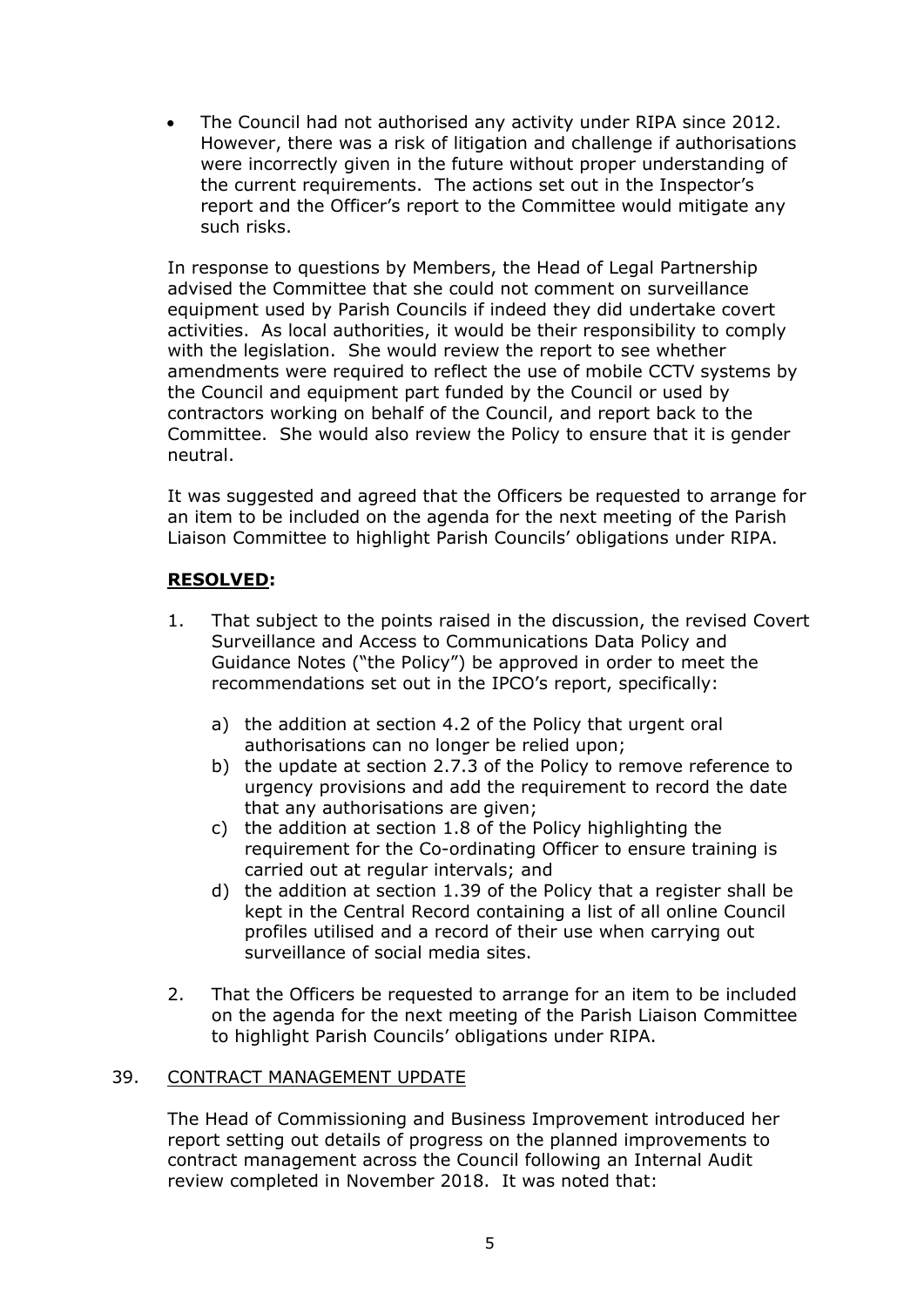- The Council had not authorised any activity under RIPA since 2012. However, there was a risk of litigation and challenge if authorisations were incorrectly given in the future without proper understanding of the current requirements. The actions set out in the Inspector's report and the Officer's report to the Committee would mitigate any such risks.

In response to questions by Members, the Head of Legal Partnership advised the Committee that she could not comment on surveillance equipment used by Parish Councils if indeed they did undertake covert activities. As local authorities, it would be their responsibility to comply with the legislation. She would review the report to see whether amendments were required to reflect the use of mobile CCTV systems by the Council and equipment part funded by the Council or used by contractors working on behalf of the Council, and report back to the Committee. She would also review the Policy to ensure that it is gender neutral.

It was suggested and agreed that the Officers be requested to arrange for an item to be included on the agenda for the next meeting of the Parish Liaison Committee to highlight Parish Councils' obligations under RIPA.

**RESOLVED:**

1. That subject to the points raised in the discussion, the revised Covert Surveillance and Access to Communications Data Policy and Guidance Notes ("the Policy") be approved in order to meet the recommendations set out in the IPCO's report, specifically:

   a) the addition at section 4.2 of the Policy that urgent oral authorisations can no longer be relied upon;
   b) the update at section 2.7.3 of the Policy to remove reference to urgency provisions and add the requirement to record the date that any authorisations are given;
   c) the addition at section 1.8 of the Policy highlighting the requirement for the Co-ordinating Officer to ensure training is carried out at regular intervals; and
   d) the addition at section 1.39 of the Policy that a register shall be kept in the Central Record containing a list of all online Council profiles utilised and a record of their use when carrying out surveillance of social media sites.

2. That the Officers be requested to arrange for an item to be included on the agenda for the next meeting of the Parish Liaison Committee to highlight Parish Councils' obligations under RIPA.

## 39. CONTRACT MANAGEMENT UPDATE

The Head of Commissioning and Business Improvement introduced her report setting out details of progress on the planned improvements to contract management across the Council following an Internal Audit review completed in November 2018. It was noted that: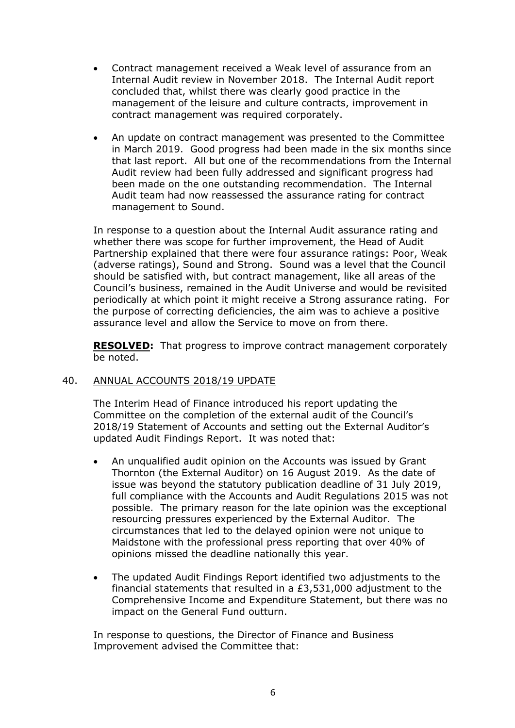- Contract management received a Weak level of assurance from an Internal Audit review in November 2018. The Internal Audit report concluded that, whilst there was clearly good practice in the management of the leisure and culture contracts, improvement in contract management was required corporately.

- An update on contract management was presented to the Committee in March 2019. Good progress had been made in the six months since that last report. All but one of the recommendations from the Internal Audit review had been fully addressed and significant progress had been made on the one outstanding recommendation. The Internal Audit team had now reassessed the assurance rating for contract management to Sound.

In response to a question about the Internal Audit assurance rating and whether there was scope for further improvement, the Head of Audit Partnership explained that there were four assurance ratings: Poor, Weak (adverse ratings), Sound and Strong. Sound was a level that the Council should be satisfied with, but contract management, like all areas of the Council's business, remained in the Audit Universe and would be revisited periodically at which point it might receive a Strong assurance rating. For the purpose of correcting deficiencies, the aim was to achieve a positive assurance level and allow the Service to move on from there.

**RESOLVED:** That progress to improve contract management corporately be noted.

40. ANNUAL ACCOUNTS 2018/19 UPDATE

The Interim Head of Finance introduced his report updating the Committee on the completion of the external audit of the Council's 2018/19 Statement of Accounts and setting out the External Auditor's updated Audit Findings Report. It was noted that:

- An unqualified audit opinion on the Accounts was issued by Grant Thornton (the External Auditor) on 16 August 2019. As the date of issue was beyond the statutory publication deadline of 31 July 2019, full compliance with the Accounts and Audit Regulations 2015 was not possible. The primary reason for the late opinion was the exceptional resourcing pressures experienced by the External Auditor. The circumstances that led to the delayed opinion were not unique to Maidstone with the professional press reporting that over 40% of opinions missed the deadline nationally this year.

- The updated Audit Findings Report identified two adjustments to the financial statements that resulted in a £3,531,000 adjustment to the Comprehensive Income and Expenditure Statement, but there was no impact on the General Fund outturn.

In response to questions, the Director of Finance and Business Improvement advised the Committee that: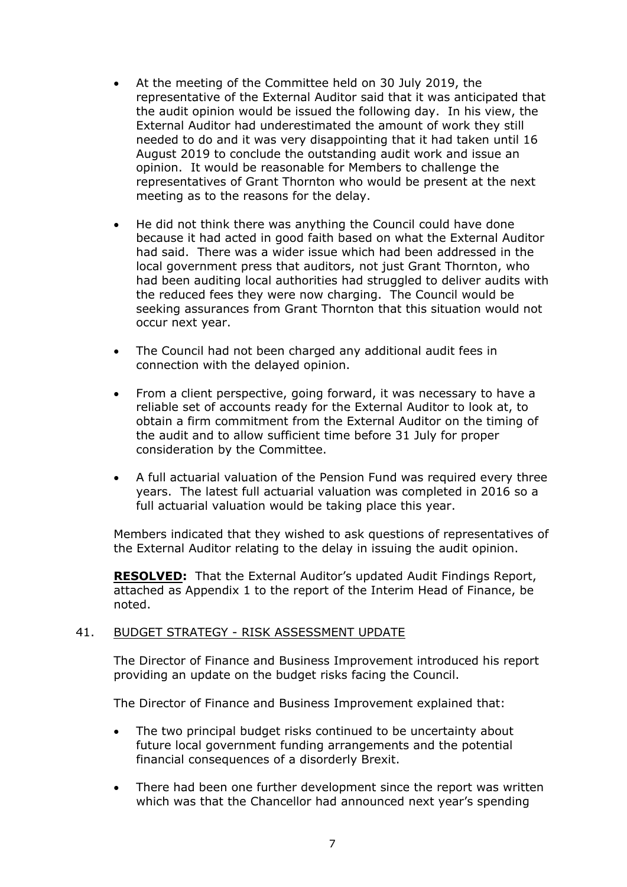- At the meeting of the Committee held on 30 July 2019, the representative of the External Auditor said that it was anticipated that the audit opinion would be issued the following day. In his view, the External Auditor had underestimated the amount of work they still needed to do and it was very disappointing that it had taken until 16 August 2019 to conclude the outstanding audit work and issue an opinion. It would be reasonable for Members to challenge the representatives of Grant Thornton who would be present at the next meeting as to the reasons for the delay.

- He did not think there was anything the Council could have done because it had acted in good faith based on what the External Auditor had said. There was a wider issue which had been addressed in the local government press that auditors, not just Grant Thornton, who had been auditing local authorities had struggled to deliver audits with the reduced fees they were now charging. The Council would be seeking assurances from Grant Thornton that this situation would not occur next year.

- The Council had not been charged any additional audit fees in connection with the delayed opinion.

- From a client perspective, going forward, it was necessary to have a reliable set of accounts ready for the External Auditor to look at, to obtain a firm commitment from the External Auditor on the timing of the audit and to allow sufficient time before 31 July for proper consideration by the Committee.

- A full actuarial valuation of the Pension Fund was required every three years. The latest full actuarial valuation was completed in 2016 so a full actuarial valuation would be taking place this year.

Members indicated that they wished to ask questions of representatives of the External Auditor relating to the delay in issuing the audit opinion.

**RESOLVED:** That the External Auditor's updated Audit Findings Report, attached as Appendix 1 to the report of the Interim Head of Finance, be noted.

## 41. BUDGET STRATEGY - RISK ASSESSMENT UPDATE

The Director of Finance and Business Improvement introduced his report providing an update on the budget risks facing the Council.

The Director of Finance and Business Improvement explained that:

- The two principal budget risks continued to be uncertainty about future local government funding arrangements and the potential financial consequences of a disorderly Brexit.

- There had been one further development since the report was written which was that the Chancellor had announced next year's spending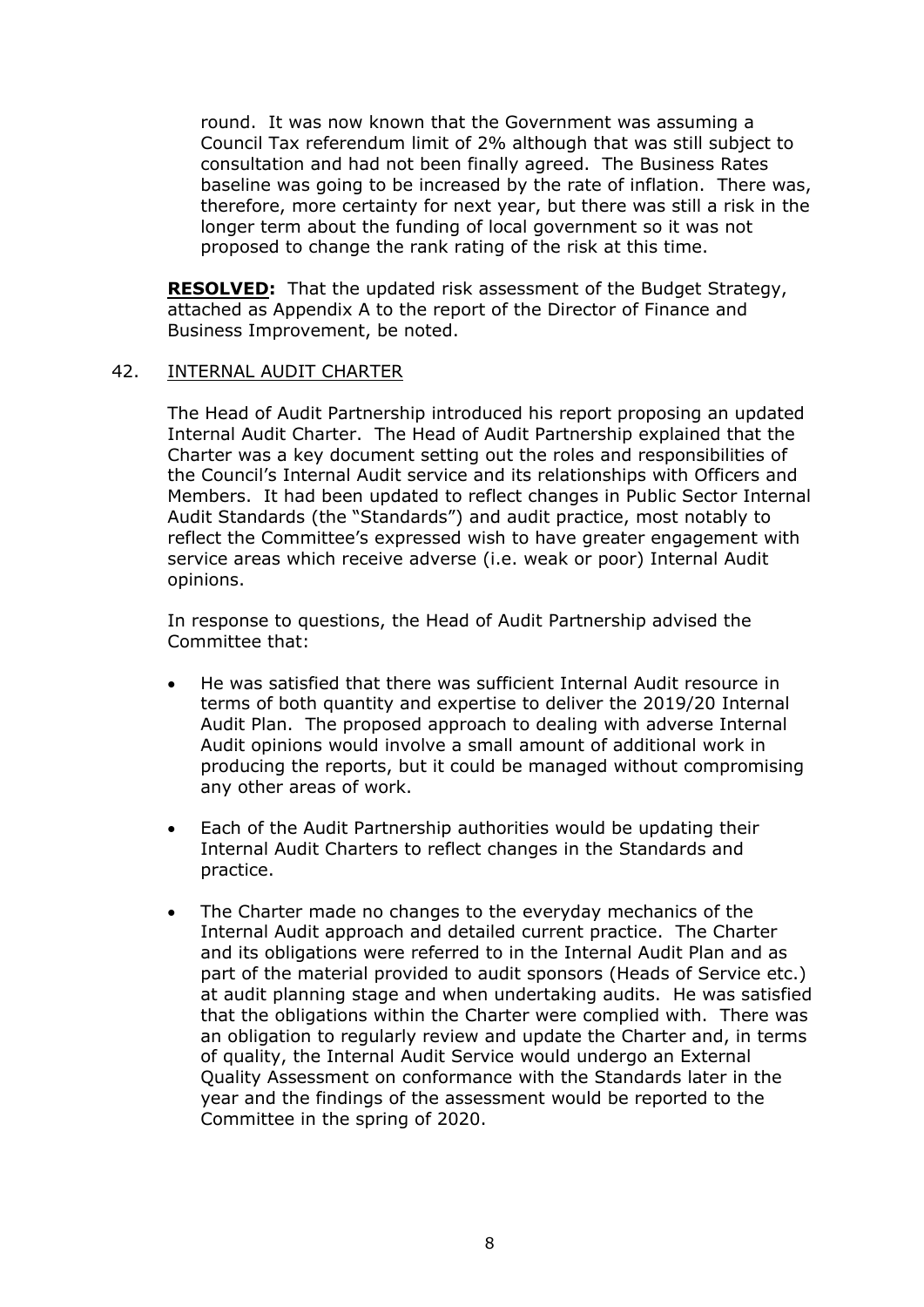round. It was now known that the Government was assuming a Council Tax referendum limit of 2% although that was still subject to consultation and had not been finally agreed. The Business Rates baseline was going to be increased by the rate of inflation. There was, therefore, more certainty for next year, but there was still a risk in the longer term about the funding of local government so it was not proposed to change the rank rating of the risk at this time.

**RESOLVED:** That the updated risk assessment of the Budget Strategy, attached as Appendix A to the report of the Director of Finance and Business Improvement, be noted.

## 42. INTERNAL AUDIT CHARTER

The Head of Audit Partnership introduced his report proposing an updated Internal Audit Charter. The Head of Audit Partnership explained that the Charter was a key document setting out the roles and responsibilities of the Council's Internal Audit service and its relationships with Officers and Members. It had been updated to reflect changes in Public Sector Internal Audit Standards (the "Standards") and audit practice, most notably to reflect the Committee's expressed wish to have greater engagement with service areas which receive adverse (i.e. weak or poor) Internal Audit opinions.

In response to questions, the Head of Audit Partnership advised the Committee that:

- He was satisfied that there was sufficient Internal Audit resource in terms of both quantity and expertise to deliver the 2019/20 Internal Audit Plan. The proposed approach to dealing with adverse Internal Audit opinions would involve a small amount of additional work in producing the reports, but it could be managed without compromising any other areas of work.

- Each of the Audit Partnership authorities would be updating their Internal Audit Charters to reflect changes in the Standards and practice.

- The Charter made no changes to the everyday mechanics of the Internal Audit approach and detailed current practice. The Charter and its obligations were referred to in the Internal Audit Plan and as part of the material provided to audit sponsors (Heads of Service etc.) at audit planning stage and when undertaking audits. He was satisfied that the obligations within the Charter were complied with. There was an obligation to regularly review and update the Charter and, in terms of quality, the Internal Audit Service would undergo an External Quality Assessment on conformance with the Standards later in the year and the findings of the assessment would be reported to the Committee in the spring of 2020.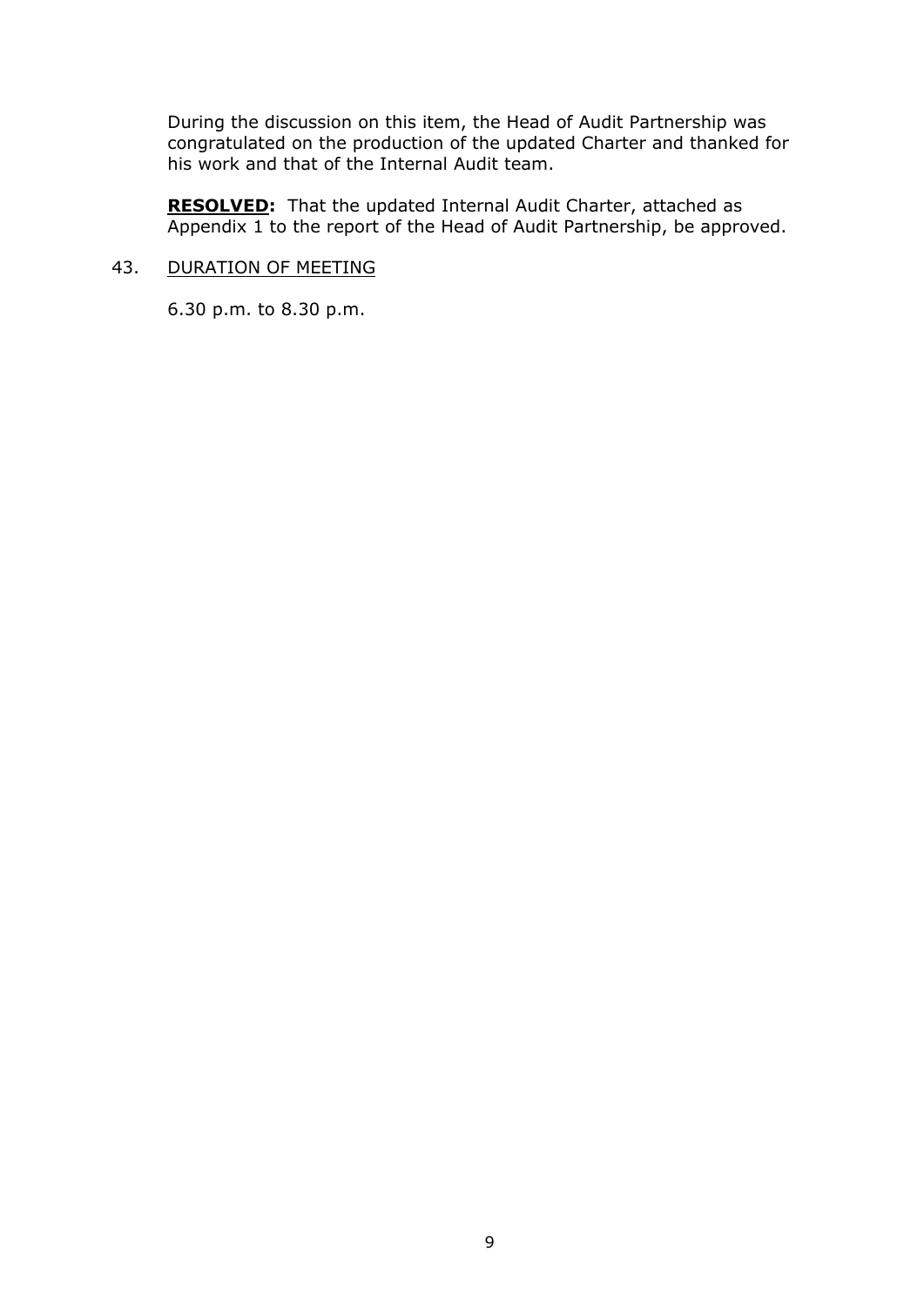During the discussion on this item, the Head of Audit Partnership was congratulated on the production of the updated Charter and thanked for his work and that of the Internal Audit team.

**RESOLVED:** That the updated Internal Audit Charter, attached as Appendix 1 to the report of the Head of Audit Partnership, be approved.

43. DURATION OF MEETING

6.30 p.m. to 8.30 p.m.